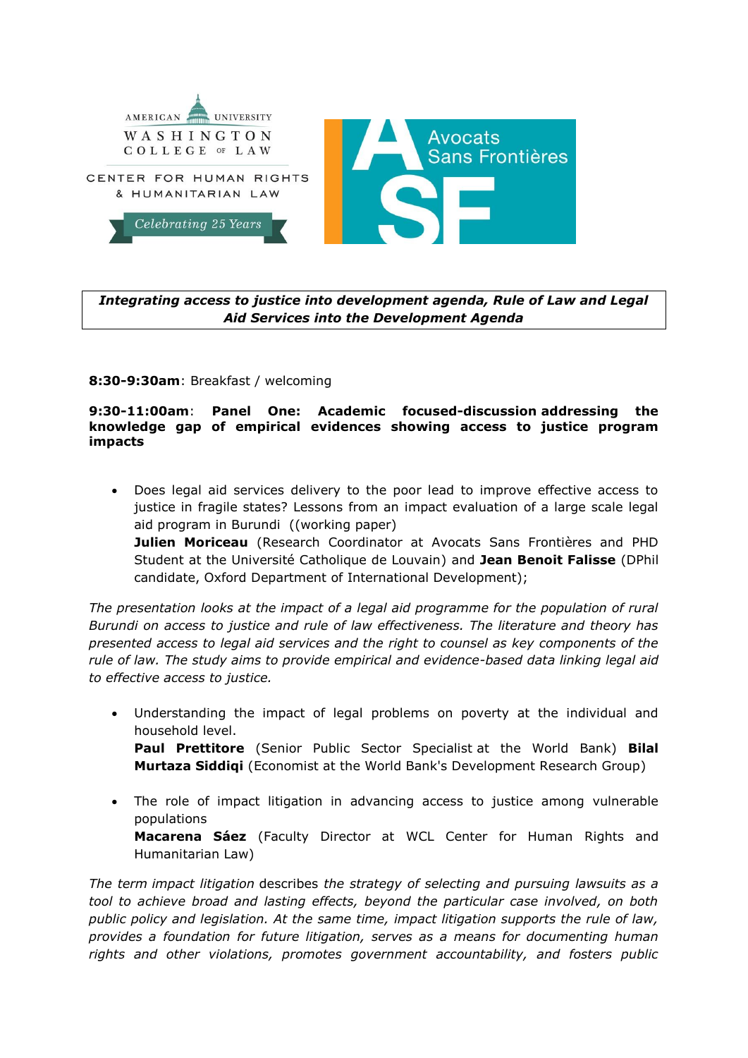AMERICAN UNIVERSITY
WASHINGTON COLLEGE OF LAW

CENTER FOR HUMAN RIGHTS & HUMANITARIAN LAW

Celebrating 25 Years

Avocats Sans Frontières

ASF

***Integrating access to justice into development agenda, Rule of Law and Legal Aid Services into the Development Agenda***

**8:30-9:30am**: Breakfast / welcoming

**9:30-11:00am**: **Panel One: Academic focused-discussion addressing the knowledge gap of empirical evidences showing access to justice program impacts**

- Does legal aid services delivery to the poor lead to improve effective access to justice in fragile states? Lessons from an impact evaluation of a large scale legal aid program in Burundi ((working paper)
  **Julien Moriceau** (Research Coordinator at Avocats Sans Frontières and PHD Student at the Université Catholique de Louvain) and **Jean Benoit Falisse** (DPhil candidate, Oxford Department of International Development);

*The presentation looks at the impact of a legal aid programme for the population of rural Burundi on access to justice and rule of law effectiveness. The literature and theory has presented access to legal aid services and the right to counsel as key components of the rule of law. The study aims to provide empirical and evidence-based data linking legal aid to effective access to justice.*

- Understanding the impact of legal problems on poverty at the individual and household level.
  **Paul Prettitore** (Senior Public Sector Specialist at the World Bank) **Bilal Murtaza Siddiqi** (Economist at the World Bank's Development Research Group)

- The role of impact litigation in advancing access to justice among vulnerable populations
  **Macarena Sáez** (Faculty Director at WCL Center for Human Rights and Humanitarian Law)

*The term impact litigation* describes *the strategy of selecting and pursuing lawsuits as a tool to achieve broad and lasting effects, beyond the particular case involved, on both public policy and legislation. At the same time, impact litigation supports the rule of law, provides a foundation for future litigation, serves as a means for documenting human rights and other violations, promotes government accountability, and fosters public*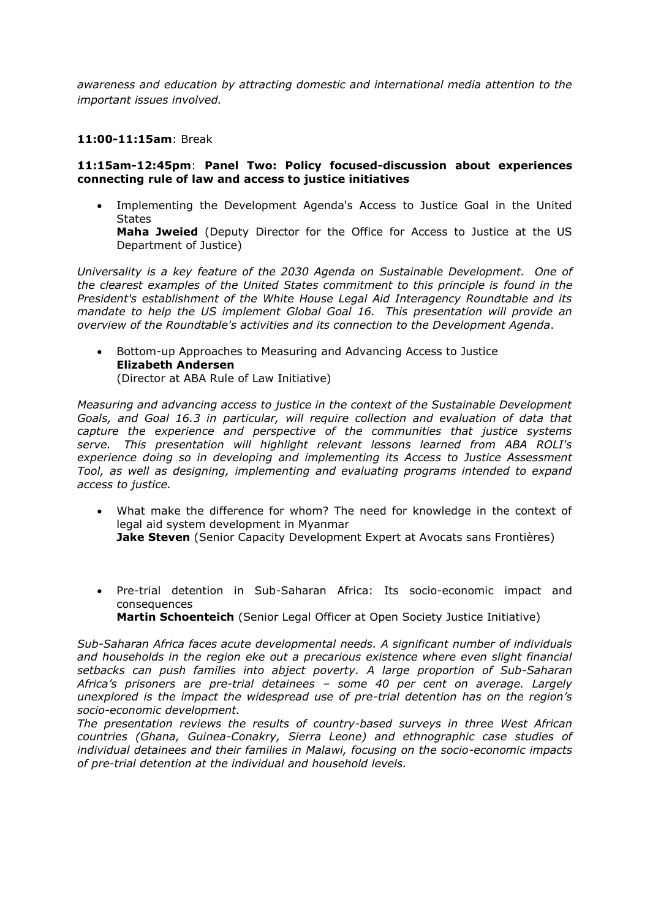*awareness and education by attracting domestic and international media attention to the important issues involved.*

**11:00-11:15am**: Break

**11:15am-12:45pm**: **Panel Two: Policy focused-discussion about experiences connecting rule of law and access to justice initiatives**

- Implementing the Development Agenda's Access to Justice Goal in the United States
  **Maha Jweied** (Deputy Director for the Office for Access to Justice at the US Department of Justice)

*Universality is a key feature of the 2030 Agenda on Sustainable Development. One of the clearest examples of the United States commitment to this principle is found in the President's establishment of the White House Legal Aid Interagency Roundtable and its mandate to help the US implement Global Goal 16. This presentation will provide an overview of the Roundtable's activities and its connection to the Development Agenda*.

- Bottom-up Approaches to Measuring and Advancing Access to Justice
  **Elizabeth Andersen**
  (Director at ABA Rule of Law Initiative)

*Measuring and advancing access to justice in the context of the Sustainable Development Goals, and Goal 16.3 in particular, will require collection and evaluation of data that capture the experience and perspective of the communities that justice systems serve. This presentation will highlight relevant lessons learned from ABA ROLI's experience doing so in developing and implementing its Access to Justice Assessment Tool, as well as designing, implementing and evaluating programs intended to expand access to justice.*

- What make the difference for whom? The need for knowledge in the context of legal aid system development in Myanmar
  **Jake Steven** (Senior Capacity Development Expert at Avocats sans Frontières)

- Pre-trial detention in Sub-Saharan Africa: Its socio-economic impact and consequences
  **Martin Schoenteich** (Senior Legal Officer at Open Society Justice Initiative)

*Sub-Saharan Africa faces acute developmental needs. A significant number of individuals and households in the region eke out a precarious existence where even slight financial setbacks can push families into abject poverty. A large proportion of Sub-Saharan Africa's prisoners are pre-trial detainees – some 40 per cent on average. Largely unexplored is the impact the widespread use of pre-trial detention has on the region's socio-economic development.*

*The presentation reviews the results of country-based surveys in three West African countries (Ghana, Guinea-Conakry, Sierra Leone) and ethnographic case studies of individual detainees and their families in Malawi, focusing on the socio-economic impacts of pre-trial detention at the individual and household levels.*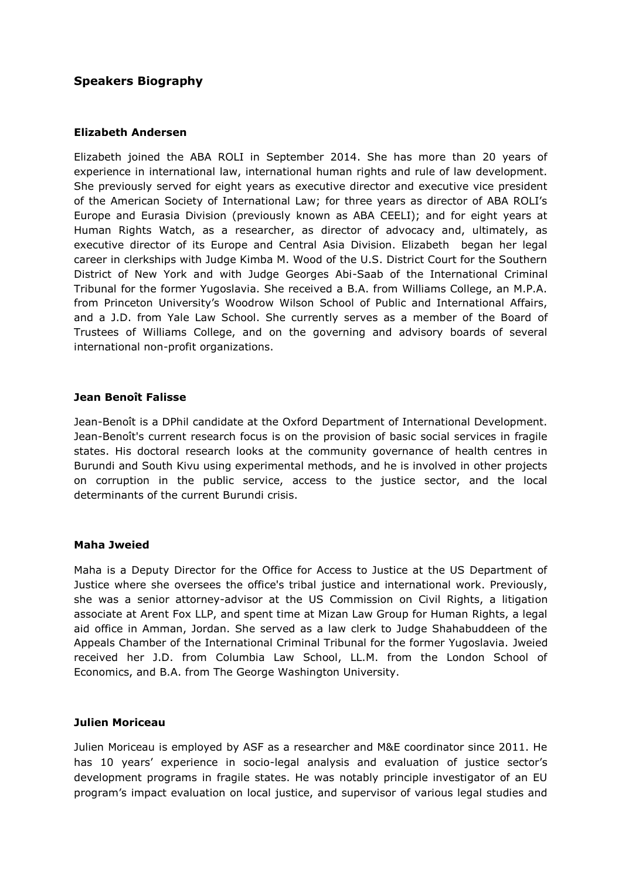## Speakers Biography

### Elizabeth Andersen

Elizabeth joined the ABA ROLI in September 2014. She has more than 20 years of experience in international law, international human rights and rule of law development. She previously served for eight years as executive director and executive vice president of the American Society of International Law; for three years as director of ABA ROLI's Europe and Eurasia Division (previously known as ABA CEELI); and for eight years at Human Rights Watch, as a researcher, as director of advocacy and, ultimately, as executive director of its Europe and Central Asia Division. Elizabeth began her legal career in clerkships with Judge Kimba M. Wood of the U.S. District Court for the Southern District of New York and with Judge Georges Abi-Saab of the International Criminal Tribunal for the former Yugoslavia. She received a B.A. from Williams College, an M.P.A. from Princeton University's Woodrow Wilson School of Public and International Affairs, and a J.D. from Yale Law School. She currently serves as a member of the Board of Trustees of Williams College, and on the governing and advisory boards of several international non-profit organizations.

### Jean Benoît Falisse

Jean-Benoît is a DPhil candidate at the Oxford Department of International Development. Jean-Benoît's current research focus is on the provision of basic social services in fragile states. His doctoral research looks at the community governance of health centres in Burundi and South Kivu using experimental methods, and he is involved in other projects on corruption in the public service, access to the justice sector, and the local determinants of the current Burundi crisis.

### Maha Jweied

Maha is a Deputy Director for the Office for Access to Justice at the US Department of Justice where she oversees the office's tribal justice and international work. Previously, she was a senior attorney-advisor at the US Commission on Civil Rights, a litigation associate at Arent Fox LLP, and spent time at Mizan Law Group for Human Rights, a legal aid office in Amman, Jordan. She served as a law clerk to Judge Shahabuddeen of the Appeals Chamber of the International Criminal Tribunal for the former Yugoslavia. Jweied received her J.D. from Columbia Law School, LL.M. from the London School of Economics, and B.A. from The George Washington University.

### Julien Moriceau

Julien Moriceau is employed by ASF as a researcher and M&E coordinator since 2011. He has 10 years' experience in socio-legal analysis and evaluation of justice sector's development programs in fragile states. He was notably principle investigator of an EU program's impact evaluation on local justice, and supervisor of various legal studies and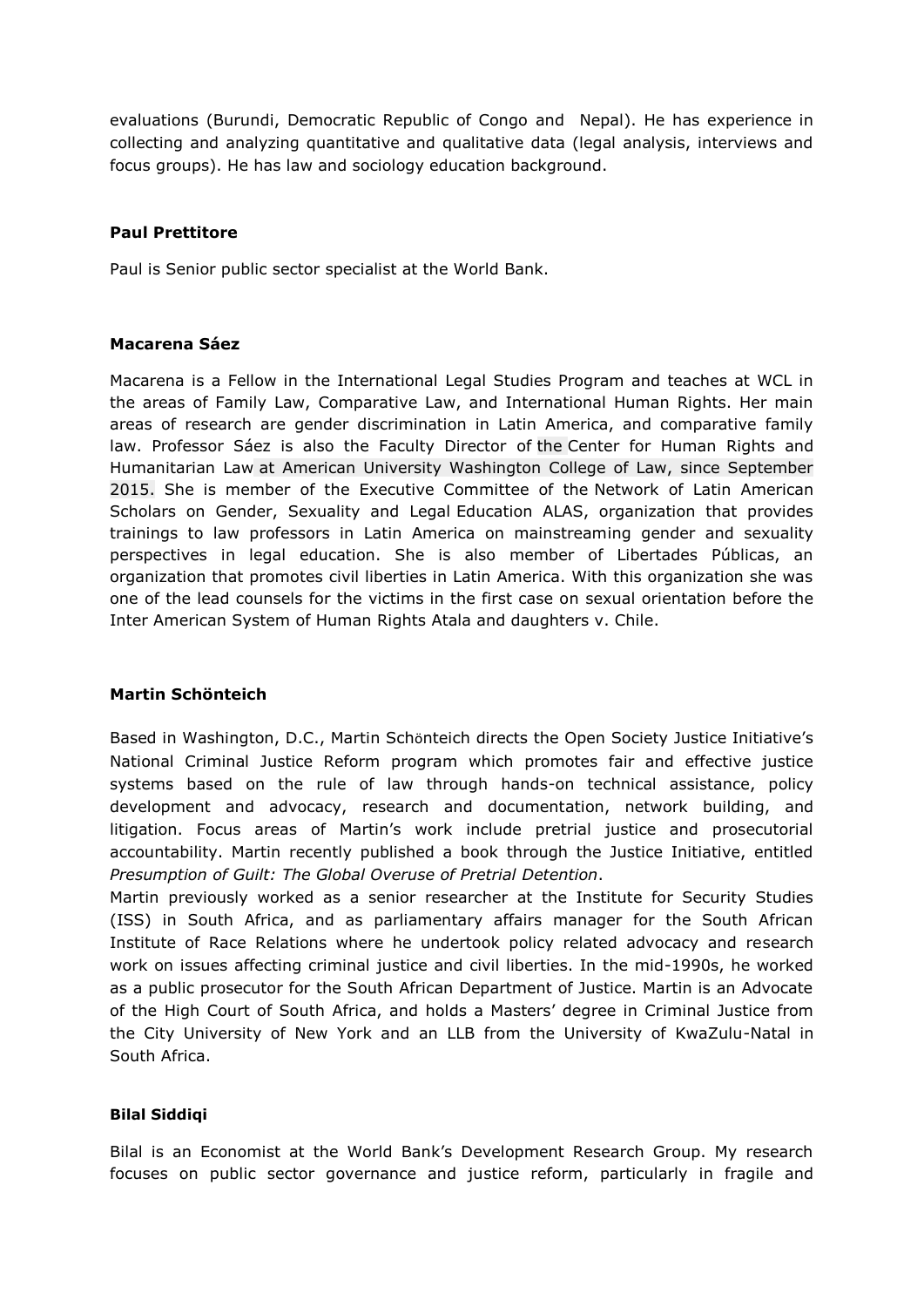evaluations (Burundi, Democratic Republic of Congo and Nepal). He has experience in collecting and analyzing quantitative and qualitative data (legal analysis, interviews and focus groups). He has law and sociology education background.

**Paul Prettitore**

Paul is Senior public sector specialist at the World Bank.

**Macarena Sáez**

Macarena is a Fellow in the International Legal Studies Program and teaches at WCL in the areas of Family Law, Comparative Law, and International Human Rights. Her main areas of research are gender discrimination in Latin America, and comparative family law. Professor Sáez is also the Faculty Director of the Center for Human Rights and Humanitarian Law at American University Washington College of Law, since September 2015. She is member of the Executive Committee of the Network of Latin American Scholars on Gender, Sexuality and Legal Education ALAS, organization that provides trainings to law professors in Latin America on mainstreaming gender and sexuality perspectives in legal education. She is also member of Libertades Públicas, an organization that promotes civil liberties in Latin America. With this organization she was one of the lead counsels for the victims in the first case on sexual orientation before the Inter American System of Human Rights Atala and daughters v. Chile.

**Martin Schönteich**

Based in Washington, D.C., Martin Schönteich directs the Open Society Justice Initiative's National Criminal Justice Reform program which promotes fair and effective justice systems based on the rule of law through hands-on technical assistance, policy development and advocacy, research and documentation, network building, and litigation. Focus areas of Martin's work include pretrial justice and prosecutorial accountability. Martin recently published a book through the Justice Initiative, entitled *Presumption of Guilt: The Global Overuse of Pretrial Detention*.
Martin previously worked as a senior researcher at the Institute for Security Studies (ISS) in South Africa, and as parliamentary affairs manager for the South African Institute of Race Relations where he undertook policy related advocacy and research work on issues affecting criminal justice and civil liberties. In the mid-1990s, he worked as a public prosecutor for the South African Department of Justice. Martin is an Advocate of the High Court of South Africa, and holds a Masters' degree in Criminal Justice from the City University of New York and an LLB from the University of KwaZulu-Natal in South Africa.

**Bilal Siddiqi**

Bilal is an Economist at the World Bank's Development Research Group. My research focuses on public sector governance and justice reform, particularly in fragile and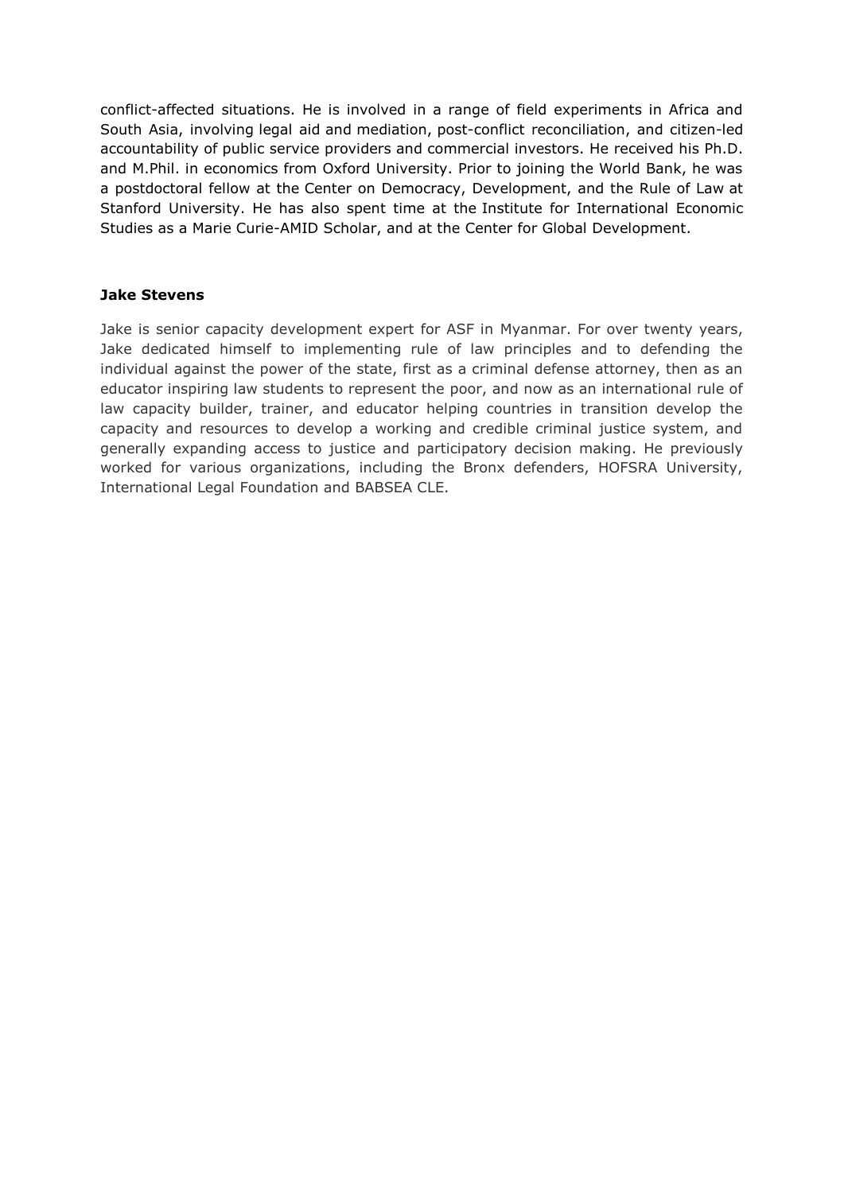conflict-affected situations. He is involved in a range of field experiments in Africa and South Asia, involving legal aid and mediation, post-conflict reconciliation, and citizen-led accountability of public service providers and commercial investors. He received his Ph.D. and M.Phil. in economics from Oxford University. Prior to joining the World Bank, he was a postdoctoral fellow at the Center on Democracy, Development, and the Rule of Law at Stanford University. He has also spent time at the Institute for International Economic Studies as a Marie Curie-AMID Scholar, and at the Center for Global Development.

**Jake Stevens**

Jake is senior capacity development expert for ASF in Myanmar. For over twenty years, Jake dedicated himself to implementing rule of law principles and to defending the individual against the power of the state, first as a criminal defense attorney, then as an educator inspiring law students to represent the poor, and now as an international rule of law capacity builder, trainer, and educator helping countries in transition develop the capacity and resources to develop a working and credible criminal justice system, and generally expanding access to justice and participatory decision making. He previously worked for various organizations, including the Bronx defenders, HOFSRA University, International Legal Foundation and BABSEA CLE.